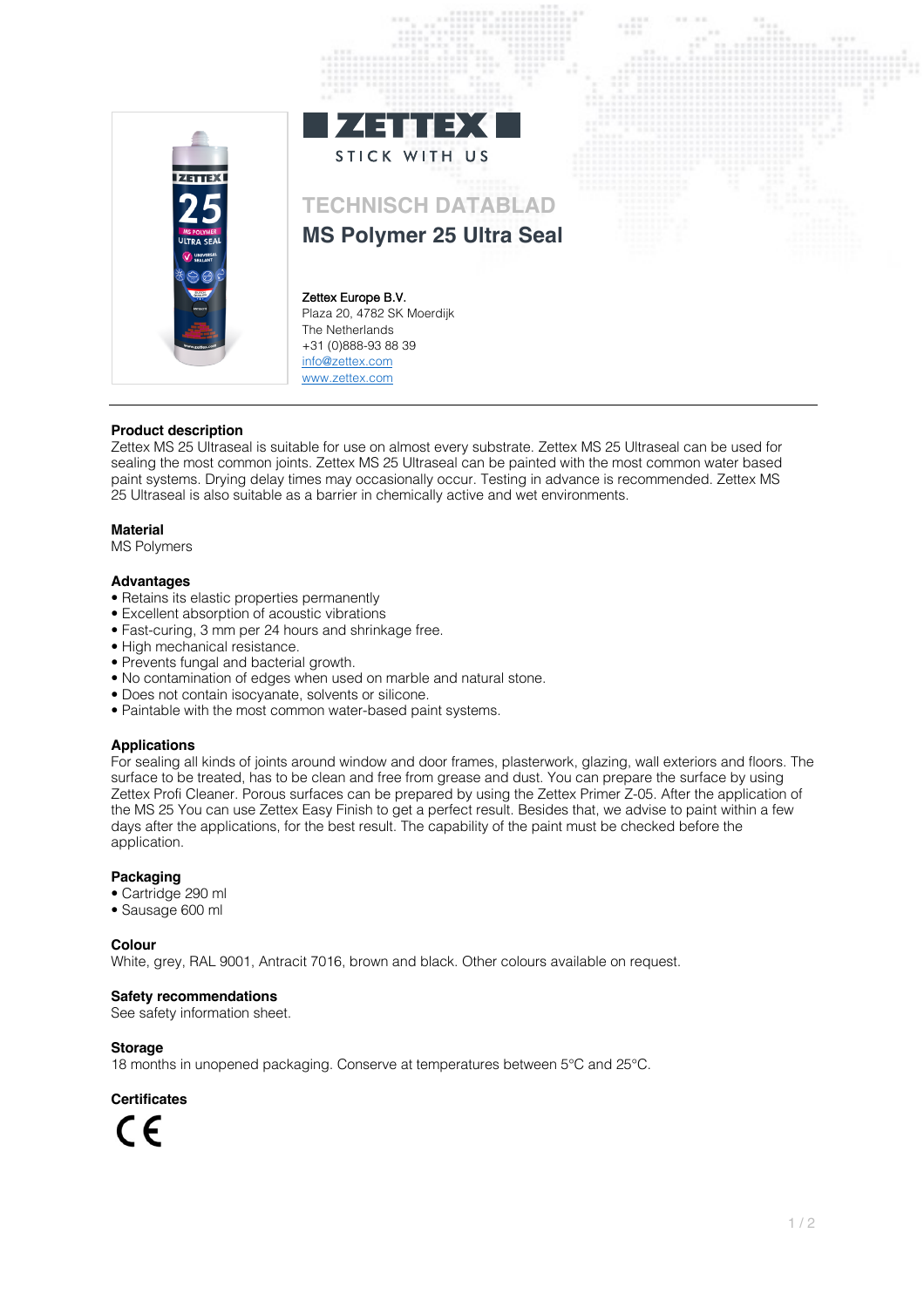ZETTEX

STICK WITH US

# TECHNISCH DATABLAD

## MS Polymer 25 Ultra Seal

Zettex Europe B.V.
Plaza 20, 4782 SK Moerdijk
The Netherlands
+31 (0)888-93 88 39
info@zettex.com
www.zettex.com

**Product description**
Zettex MS 25 Ultraseal is suitable for use on almost every substrate. Zettex MS 25 Ultraseal can be used for sealing the most common joints. Zettex MS 25 Ultraseal can be painted with the most common water based paint systems. Drying delay times may occasionally occur. Testing in advance is recommended. Zettex MS 25 Ultraseal is also suitable as a barrier in chemically active and wet environments.

**Material**
MS Polymers

**Advantages**
- Retains its elastic properties permanently
- Excellent absorption of acoustic vibrations
- Fast-curing, 3 mm per 24 hours and shrinkage free.
- High mechanical resistance.
- Prevents fungal and bacterial growth.
- No contamination of edges when used on marble and natural stone.
- Does not contain isocyanate, solvents or silicone.
- Paintable with the most common water-based paint systems.

**Applications**
For sealing all kinds of joints around window and door frames, plasterwork, glazing, wall exteriors and floors. The surface to be treated, has to be clean and free from grease and dust. You can prepare the surface by using Zettex Profi Cleaner. Porous surfaces can be prepared by using the Zettex Primer Z-05. After the application of the MS 25 You can use Zettex Easy Finish to get a perfect result. Besides that, we advise to paint within a few days after the applications, for the best result. The capability of the paint must be checked before the application.

**Packaging**
- Cartridge 290 ml
- Sausage 600 ml

**Colour**
White, grey, RAL 9001, Antracit 7016, brown and black. Other colours available on request.

**Safety recommendations**
See safety information sheet.

**Storage**
18 months in unopened packaging. Conserve at temperatures between 5°C and 25°C.

**Certificates**
CE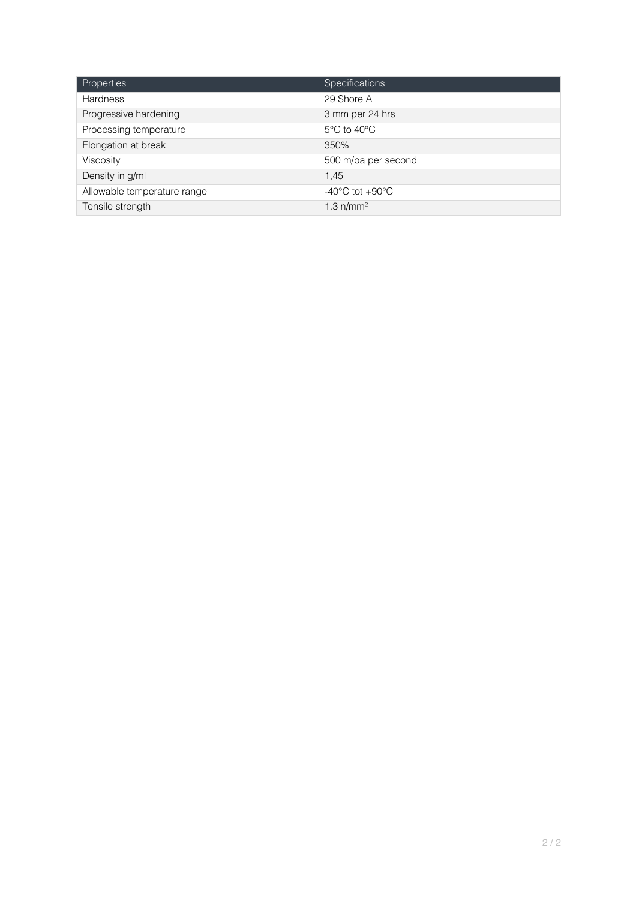| Properties | Specifications |
| --- | --- |
| Hardness | 29 Shore A |
| Progressive hardening | 3 mm per 24 hrs |
| Processing temperature | 5°C to 40°C |
| Elongation at break | 350% |
| Viscosity | 500 m/pa per second |
| Density in g/ml | 1,45 |
| Allowable temperature range | -40°C tot +90°C |
| Tensile strength | 1.3 $n/mm^2$ |